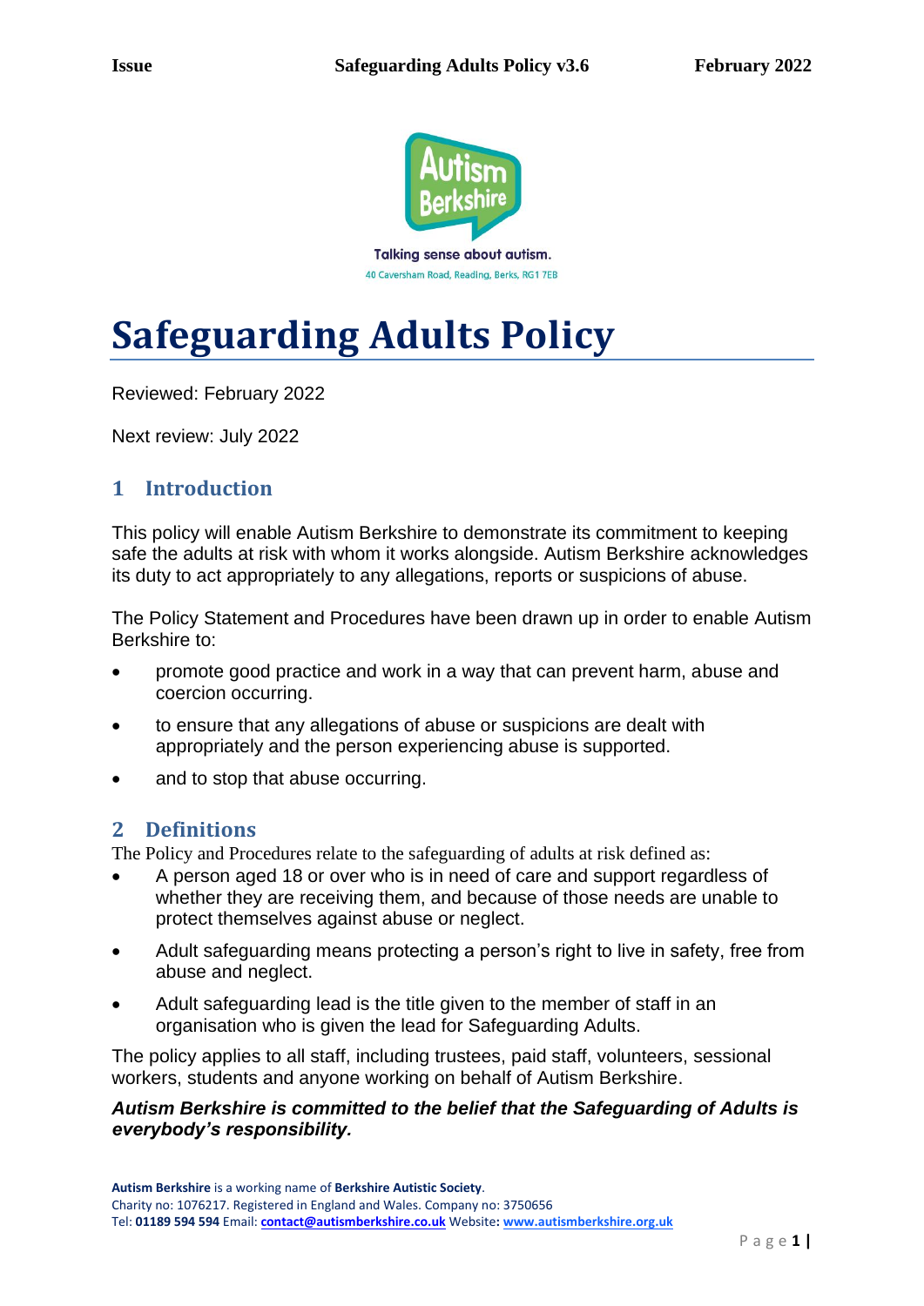Talking sense about autism.

40 Caversham Road, Reading, Berks, RG1 7EB

# Safeguarding Adults Policy

Reviewed: February 2022

Next review: July 2022

## 1 Introduction

This policy will enable Autism Berkshire to demonstrate its commitment to keeping safe the adults at risk with whom it works alongside. Autism Berkshire acknowledges its duty to act appropriately to any allegations, reports or suspicions of abuse.

The Policy Statement and Procedures have been drawn up in order to enable Autism Berkshire to:

- promote good practice and work in a way that can prevent harm, abuse and coercion occurring.
- to ensure that any allegations of abuse or suspicions are dealt with appropriately and the person experiencing abuse is supported.
- and to stop that abuse occurring.

## 2 Definitions

The Policy and Procedures relate to the safeguarding of adults at risk defined as:

- A person aged 18 or over who is in need of care and support regardless of whether they are receiving them, and because of those needs are unable to protect themselves against abuse or neglect.
- Adult safeguarding means protecting a person's right to live in safety, free from abuse and neglect.
- Adult safeguarding lead is the title given to the member of staff in an organisation who is given the lead for Safeguarding Adults.

The policy applies to all staff, including trustees, paid staff, volunteers, sessional workers, students and anyone working on behalf of Autism Berkshire.

***Autism Berkshire is committed to the belief that the Safeguarding of Adults is everybody's responsibility.***

**Autism Berkshire** is a working name of **Berkshire Autistic Society**.
Charity no: 1076217. Registered in England and Wales. Company no: 3750656
Tel: **01189 594 594** Email: **contact@autismberkshire.co.uk** Website**: www.autismberkshire.org.uk**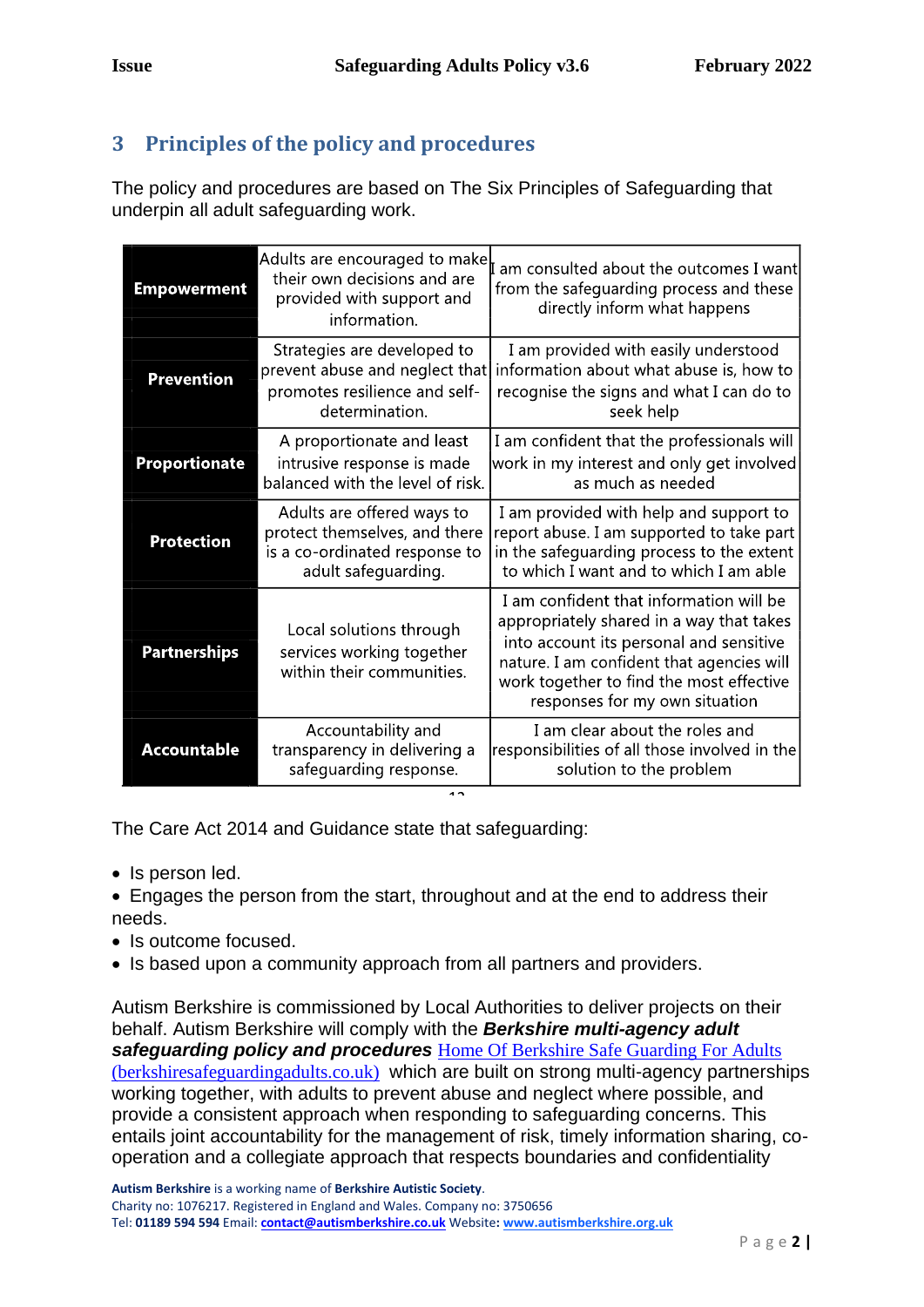## 3 Principles of the policy and procedures

The policy and procedures are based on The Six Principles of Safeguarding that underpin all adult safeguarding work.

| | | |
|---|---|---|
| **Empowerment** | Adults are encouraged to make their own decisions and are provided with support and information. | I am consulted about the outcomes I want from the safeguarding process and these directly inform what happens |
| **Prevention** | Strategies are developed to prevent abuse and neglect that promotes resilience and self-determination. | I am provided with easily understood information about what abuse is, how to recognise the signs and what I can do to seek help |
| **Proportionate** | A proportionate and least intrusive response is made balanced with the level of risk. | I am confident that the professionals will work in my interest and only get involved as much as needed |
| **Protection** | Adults are offered ways to protect themselves, and there is a co-ordinated response to adult safeguarding. | I am provided with help and support to report abuse. I am supported to take part in the safeguarding process to the extent to which I want and to which I am able |
| **Partnerships** | Local solutions through services working together within their communities. | I am confident that information will be appropriately shared in a way that takes into account its personal and sensitive nature. I am confident that agencies will work together to find the most effective responses for my own situation |
| **Accountable** | Accountability and transparency in delivering a safeguarding response. | I am clear about the roles and responsibilities of all those involved in the solution to the problem |

The Care Act 2014 and Guidance state that safeguarding:

- Is person led.
- Engages the person from the start, throughout and at the end to address their needs.
- Is outcome focused.
- Is based upon a community approach from all partners and providers.

Autism Berkshire is commissioned by Local Authorities to deliver projects on their behalf. Autism Berkshire will comply with the ***Berkshire multi-agency adult safeguarding policy and procedures*** Home Of Berkshire Safe Guarding For Adults (berkshiresafeguardingadults.co.uk) which are built on strong multi-agency partnerships working together, with adults to prevent abuse and neglect where possible, and provide a consistent approach when responding to safeguarding concerns. This entails joint accountability for the management of risk, timely information sharing, co-operation and a collegiate approach that respects boundaries and confidentiality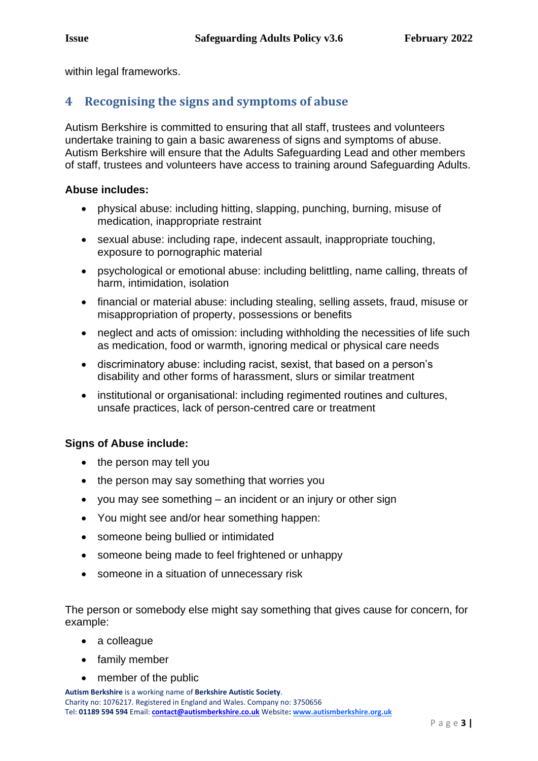within legal frameworks.

## 4 Recognising the signs and symptoms of abuse

Autism Berkshire is committed to ensuring that all staff, trustees and volunteers undertake training to gain a basic awareness of signs and symptoms of abuse. Autism Berkshire will ensure that the Adults Safeguarding Lead and other members of staff, trustees and volunteers have access to training around Safeguarding Adults.

**Abuse includes:**

- physical abuse: including hitting, slapping, punching, burning, misuse of medication, inappropriate restraint
- sexual abuse: including rape, indecent assault, inappropriate touching, exposure to pornographic material
- psychological or emotional abuse: including belittling, name calling, threats of harm, intimidation, isolation
- financial or material abuse: including stealing, selling assets, fraud, misuse or misappropriation of property, possessions or benefits
- neglect and acts of omission: including withholding the necessities of life such as medication, food or warmth, ignoring medical or physical care needs
- discriminatory abuse: including racist, sexist, that based on a person's disability and other forms of harassment, slurs or similar treatment
- institutional or organisational: including regimented routines and cultures, unsafe practices, lack of person-centred care or treatment

**Signs of Abuse include:**

- the person may tell you
- the person may say something that worries you
- you may see something – an incident or an injury or other sign
- You might see and/or hear something happen:
- someone being bullied or intimidated
- someone being made to feel frightened or unhappy
- someone in a situation of unnecessary risk

The person or somebody else might say something that gives cause for concern, for example:

- a colleague
- family member
- member of the public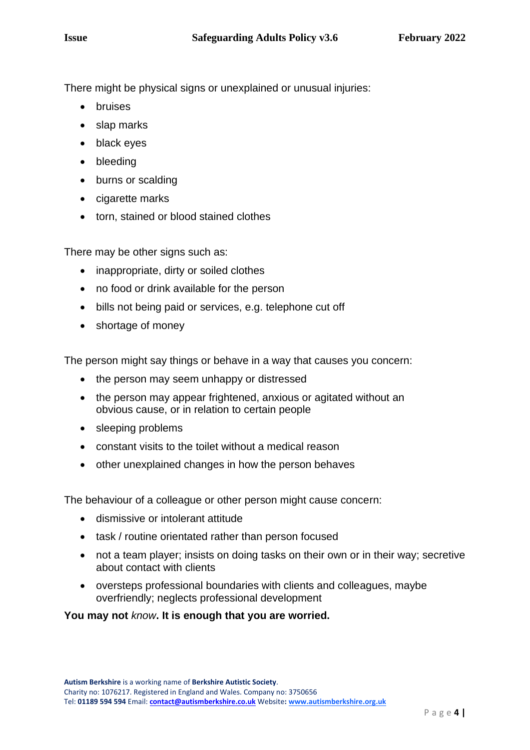There might be physical signs or unexplained or unusual injuries:

- bruises
- slap marks
- black eyes
- bleeding
- burns or scalding
- cigarette marks
- torn, stained or blood stained clothes

There may be other signs such as:

- inappropriate, dirty or soiled clothes
- no food or drink available for the person
- bills not being paid or services, e.g. telephone cut off
- shortage of money

The person might say things or behave in a way that causes you concern:

- the person may seem unhappy or distressed
- the person may appear frightened, anxious or agitated without an obvious cause, or in relation to certain people
- sleeping problems
- constant visits to the toilet without a medical reason
- other unexplained changes in how the person behaves

The behaviour of a colleague or other person might cause concern:

- dismissive or intolerant attitude
- task / routine orientated rather than person focused
- not a team player; insists on doing tasks on their own or in their way; secretive about contact with clients
- oversteps professional boundaries with clients and colleagues, maybe overfriendly; neglects professional development

**You may not *know*. It is enough that you are worried.**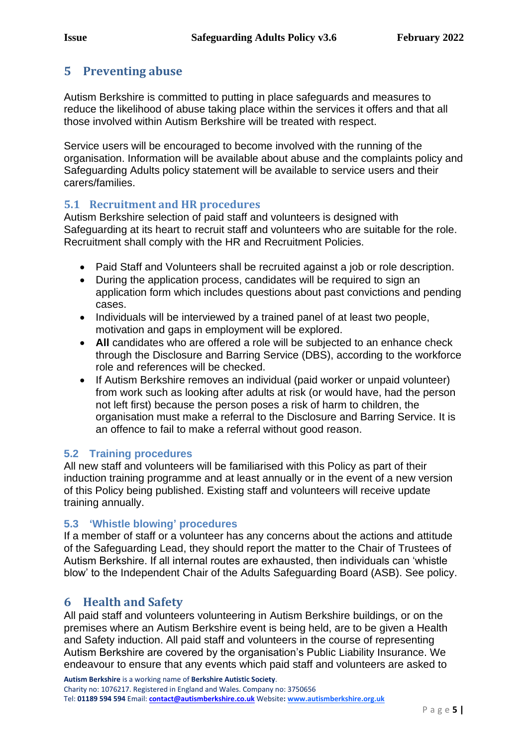## 5 Preventing abuse

Autism Berkshire is committed to putting in place safeguards and measures to reduce the likelihood of abuse taking place within the services it offers and that all those involved within Autism Berkshire will be treated with respect.

Service users will be encouraged to become involved with the running of the organisation. Information will be available about abuse and the complaints policy and Safeguarding Adults policy statement will be available to service users and their carers/families.

### 5.1 Recruitment and HR procedures

Autism Berkshire selection of paid staff and volunteers is designed with Safeguarding at its heart to recruit staff and volunteers who are suitable for the role. Recruitment shall comply with the HR and Recruitment Policies.

- Paid Staff and Volunteers shall be recruited against a job or role description.
- During the application process, candidates will be required to sign an application form which includes questions about past convictions and pending cases.
- Individuals will be interviewed by a trained panel of at least two people, motivation and gaps in employment will be explored.
- **All** candidates who are offered a role will be subjected to an enhance check through the Disclosure and Barring Service (DBS), according to the workforce role and references will be checked.
- If Autism Berkshire removes an individual (paid worker or unpaid volunteer) from work such as looking after adults at risk (or would have, had the person not left first) because the person poses a risk of harm to children, the organisation must make a referral to the Disclosure and Barring Service. It is an offence to fail to make a referral without good reason.

### 5.2 Training procedures

All new staff and volunteers will be familiarised with this Policy as part of their induction training programme and at least annually or in the event of a new version of this Policy being published. Existing staff and volunteers will receive update training annually.

### 5.3 'Whistle blowing' procedures

If a member of staff or a volunteer has any concerns about the actions and attitude of the Safeguarding Lead, they should report the matter to the Chair of Trustees of Autism Berkshire. If all internal routes are exhausted, then individuals can 'whistle blow' to the Independent Chair of the Adults Safeguarding Board (ASB). See policy.

## 6 Health and Safety

All paid staff and volunteers volunteering in Autism Berkshire buildings, or on the premises where an Autism Berkshire event is being held, are to be given a Health and Safety induction. All paid staff and volunteers in the course of representing Autism Berkshire are covered by the organisation's Public Liability Insurance. We endeavour to ensure that any events which paid staff and volunteers are asked to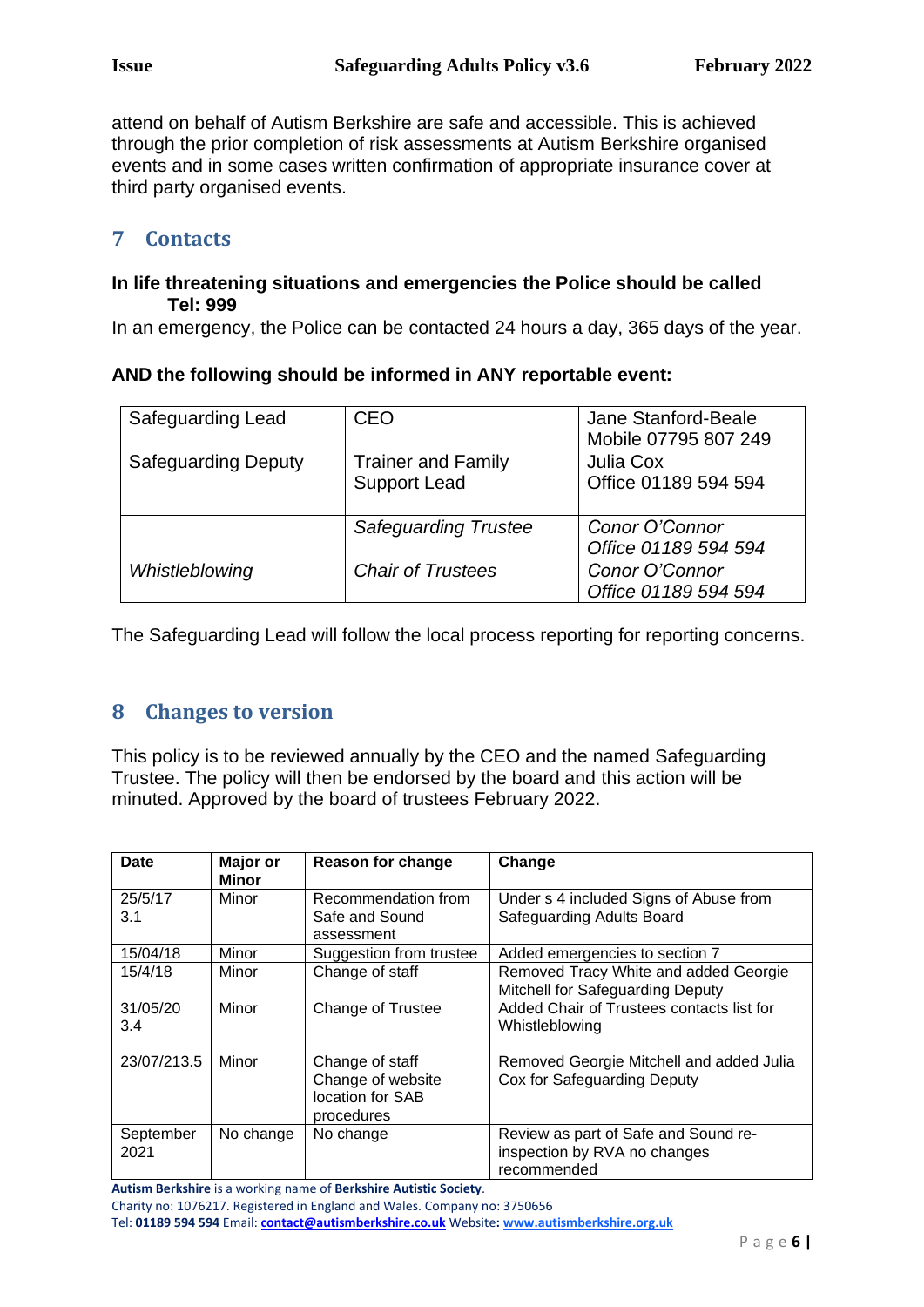attend on behalf of Autism Berkshire are safe and accessible. This is achieved through the prior completion of risk assessments at Autism Berkshire organised events and in some cases written confirmation of appropriate insurance cover at third party organised events.

## 7 Contacts

**In life threatening situations and emergencies the Police should be called Tel: 999**

In an emergency, the Police can be contacted 24 hours a day, 365 days of the year.

**AND the following should be informed in ANY reportable event:**

| Safeguarding Lead | CEO | Jane Stanford-Beale<br>Mobile 07795 807 249 |
|---|---|---|
| Safeguarding Deputy | Trainer and Family Support Lead | Julia Cox<br>Office 01189 594 594 |
| | *Safeguarding Trustee* | *Conor O'Connor*<br>*Office 01189 594 594* |
| *Whistleblowing* | *Chair of Trustees* | *Conor O'Connor*<br>*Office 01189 594 594* |

The Safeguarding Lead will follow the local process reporting for reporting concerns.

## 8 Changes to version

This policy is to be reviewed annually by the CEO and the named Safeguarding Trustee. The policy will then be endorsed by the board and this action will be minuted. Approved by the board of trustees February 2022.

| Date | Major or Minor | Reason for change | Change |
|---|---|---|---|
| 25/5/17<br>3.1 | Minor | Recommendation from Safe and Sound assessment | Under s 4 included Signs of Abuse from Safeguarding Adults Board |
| 15/04/18 | Minor | Suggestion from trustee | Added emergencies to section 7 |
| 15/4/18 | Minor | Change of staff | Removed Tracy White and added Georgie Mitchell for Safeguarding Deputy |
| 31/05/20<br>3.4 | Minor | Change of Trustee | Added Chair of Trustees contacts list for Whistleblowing |
| 23/07/213.5 | Minor | Change of staff<br>Change of website location for SAB procedures | Removed Georgie Mitchell and added Julia Cox for Safeguarding Deputy |
| September 2021 | No change | No change | Review as part of Safe and Sound re-inspection by RVA no changes recommended |

**Autism Berkshire** is a working name of **Berkshire Autistic Society**.
Charity no: 1076217. Registered in England and Wales. Company no: 3750656
Tel: **01189 594 594** Email: **contact@autismberkshire.co.uk** Website**: www.autismberkshire.org.uk**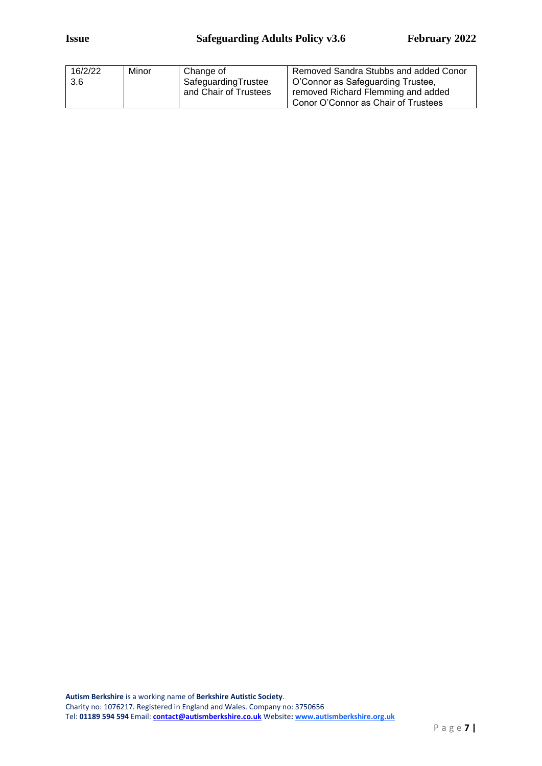| 16/2/22 3.6 | Minor | Change of SafeguardingTrustee and Chair of Trustees | Removed Sandra Stubbs and added Conor O'Connor as Safeguarding Trustee, removed Richard Flemming and added Conor O'Connor as Chair of Trustees |
|---|---|---|---|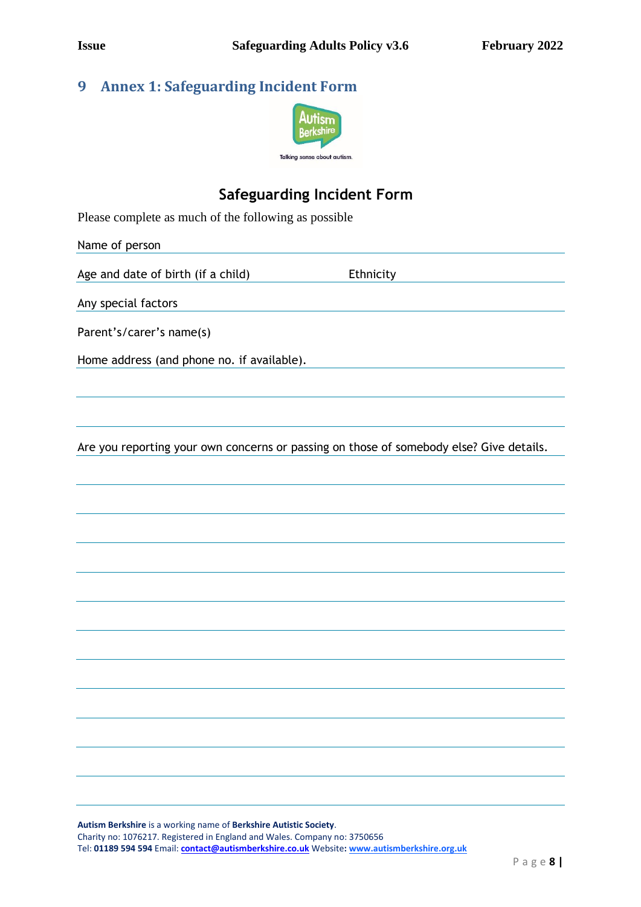## 9 Annex 1: Safeguarding Incident Form

Talking sense about autism.

### Safeguarding Incident Form

Please complete as much of the following as possible

Name of person

Age and date of birth (if a child) Ethnicity

Any special factors

Parent's/carer's name(s)

Home address (and phone no. if available).

Are you reporting your own concerns or passing on those of somebody else? Give details.

**Autism Berkshire** is a working name of **Berkshire Autistic Society**.
Charity no: 1076217. Registered in England and Wales. Company no: 3750656
Tel: **01189 594 594** Email: **contact@autismberkshire.co.uk** Website**: www.autismberkshire.org.uk**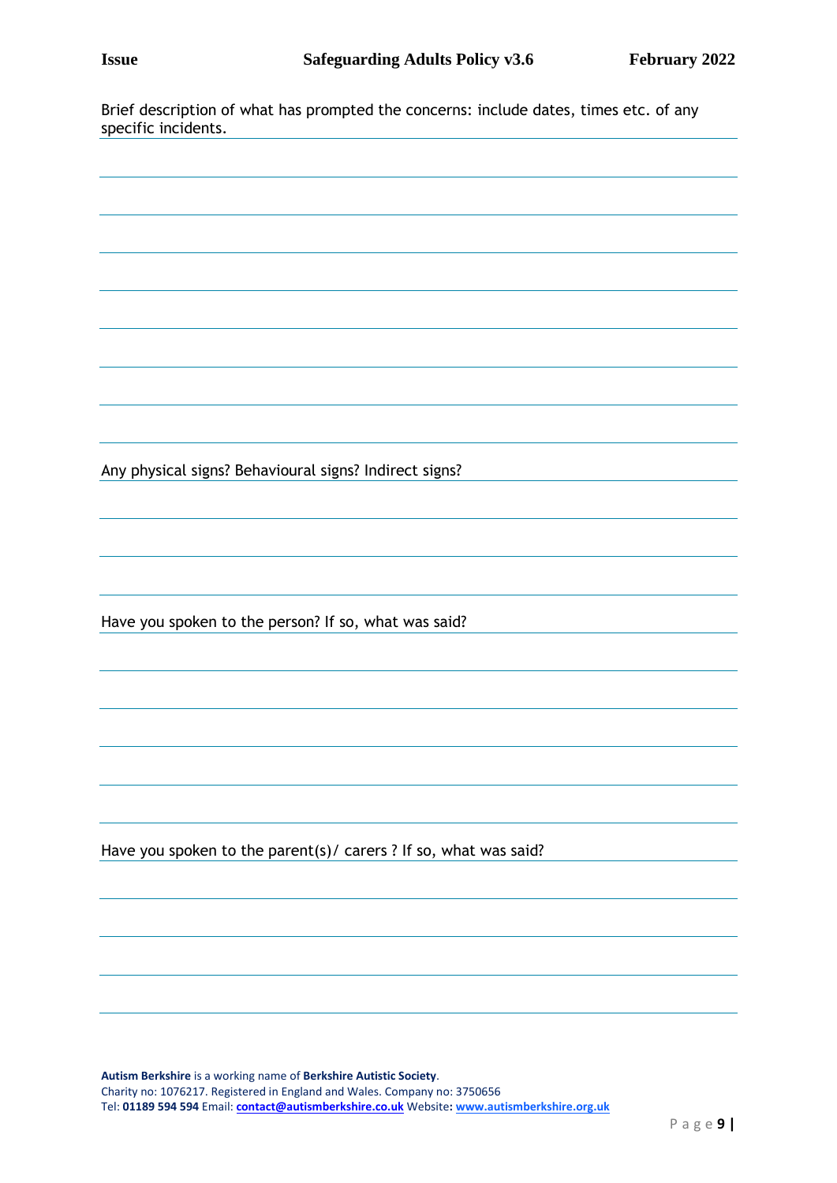Brief description of what has prompted the concerns: include dates, times etc. of any specific incidents.

Any physical signs? Behavioural signs? Indirect signs?

Have you spoken to the person? If so, what was said?

Have you spoken to the parent(s)/ carers ? If so, what was said?

**Autism Berkshire** is a working name of **Berkshire Autistic Society**.
Charity no: 1076217. Registered in England and Wales. Company no: 3750656
Tel: **01189 594 594** Email: **contact@autismberkshire.co.uk** Website**: www.autismberkshire.org.uk**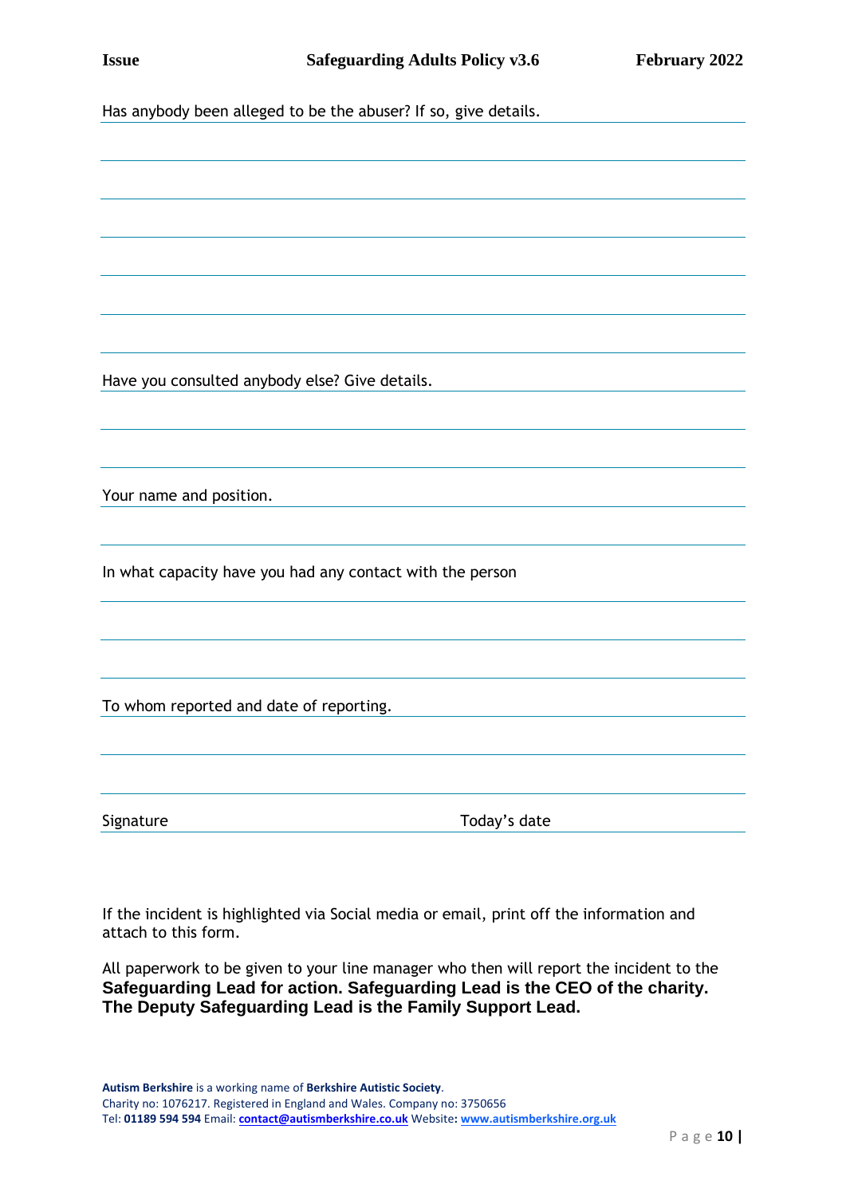Has anybody been alleged to be the abuser? If so, give details.

Have you consulted anybody else? Give details.

Your name and position.

In what capacity have you had any contact with the person

To whom reported and date of reporting.

Signature Today's date

If the incident is highlighted via Social media or email, print off the information and attach to this form.

All paperwork to be given to your line manager who then will report the incident to the **Safeguarding Lead for action. Safeguarding Lead is the CEO of the charity. The Deputy Safeguarding Lead is the Family Support Lead.**

**Autism Berkshire** is a working name of **Berkshire Autistic Society**.
Charity no: 1076217. Registered in England and Wales. Company no: 3750656
Tel: **01189 594 594** Email: **contact@autismberkshire.co.uk** Website**: www.autismberkshire.org.uk**